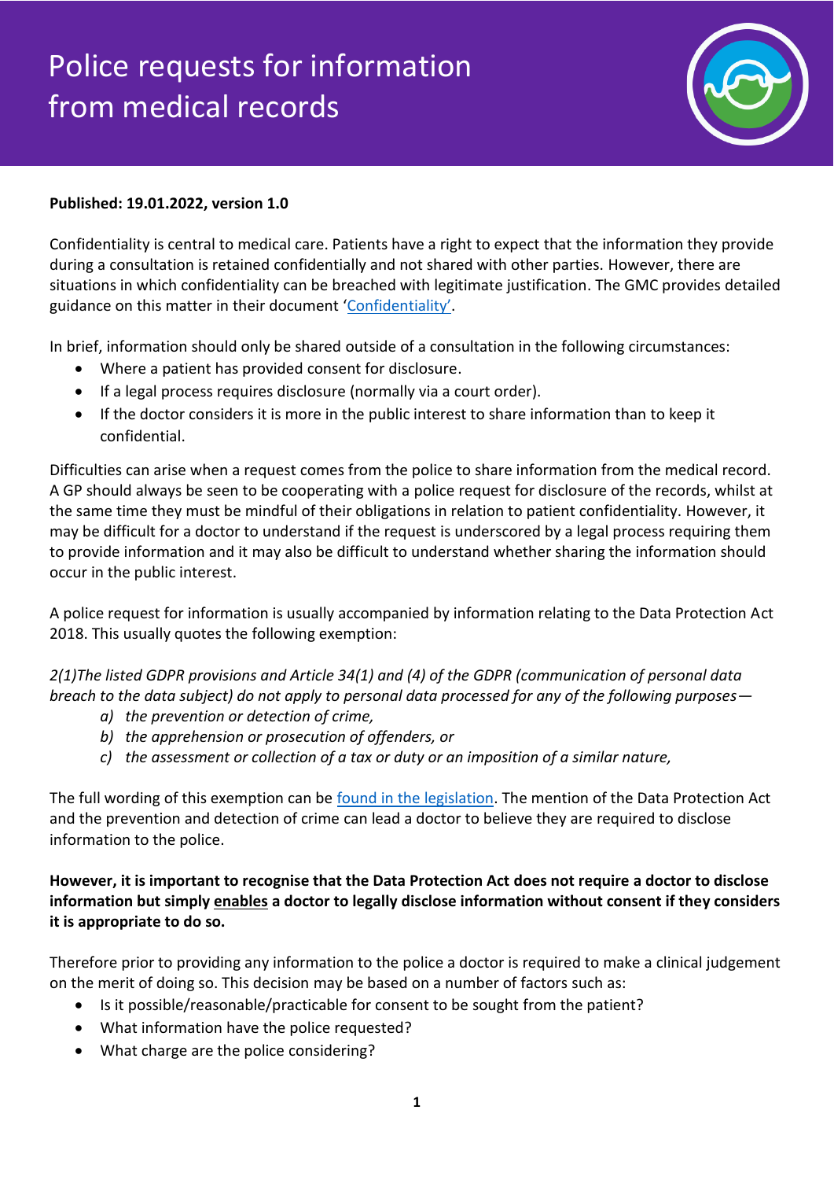# Police requests for information from medical records

**Published: 19.01.2022, version 1.0**

Confidentiality is central to medical care. Patients have a right to expect that the information they provide during a consultation is retained confidentially and not shared with other parties. However, there are situations in which confidentiality can be breached with legitimate justification. The GMC provides detailed guidance on this matter in their document 'Confidentiality'.

In brief, information should only be shared outside of a consultation in the following circumstances:

- Where a patient has provided consent for disclosure.
- If a legal process requires disclosure (normally via a court order).
- If the doctor considers it is more in the public interest to share information than to keep it confidential.

Difficulties can arise when a request comes from the police to share information from the medical record. A GP should always be seen to be cooperating with a police request for disclosure of the records, whilst at the same time they must be mindful of their obligations in relation to patient confidentiality. However, it may be difficult for a doctor to understand if the request is underscored by a legal process requiring them to provide information and it may also be difficult to understand whether sharing the information should occur in the public interest.

A police request for information is usually accompanied by information relating to the Data Protection Act 2018. This usually quotes the following exemption:

*2(1)The listed GDPR provisions and Article 34(1) and (4) of the GDPR (communication of personal data breach to the data subject) do not apply to personal data processed for any of the following purposes—*

*a) the prevention or detection of crime,*
*b) the apprehension or prosecution of offenders, or*
*c) the assessment or collection of a tax or duty or an imposition of a similar nature,*

The full wording of this exemption can be found in the legislation. The mention of the Data Protection Act and the prevention and detection of crime can lead a doctor to believe they are required to disclose information to the police.

**However, it is important to recognise that the Data Protection Act does not require a doctor to disclose information but simply <u>enables</u> a doctor to legally disclose information without consent if they considers it is appropriate to do so.**

Therefore prior to providing any information to the police a doctor is required to make a clinical judgement on the merit of doing so. This decision may be based on a number of factors such as:

- Is it possible/reasonable/practicable for consent to be sought from the patient?
- What information have the police requested?
- What charge are the police considering?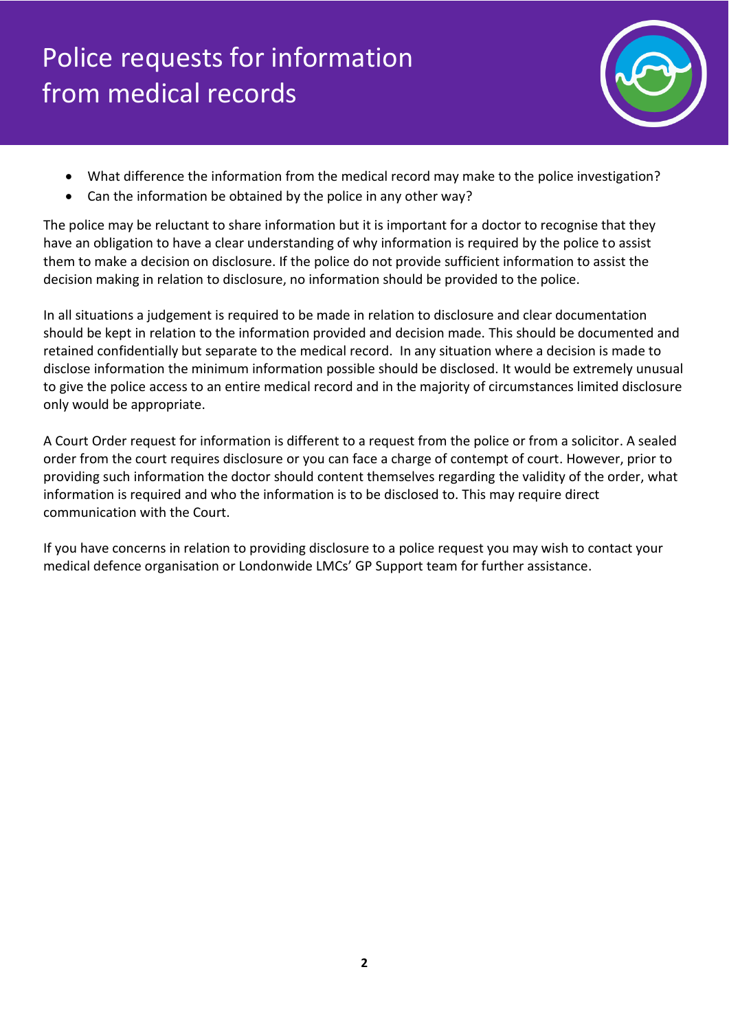- What difference the information from the medical record may make to the police investigation?
- Can the information be obtained by the police in any other way?

The police may be reluctant to share information but it is important for a doctor to recognise that they have an obligation to have a clear understanding of why information is required by the police to assist them to make a decision on disclosure. If the police do not provide sufficient information to assist the decision making in relation to disclosure, no information should be provided to the police.

In all situations a judgement is required to be made in relation to disclosure and clear documentation should be kept in relation to the information provided and decision made. This should be documented and retained confidentially but separate to the medical record. In any situation where a decision is made to disclose information the minimum information possible should be disclosed. It would be extremely unusual to give the police access to an entire medical record and in the majority of circumstances limited disclosure only would be appropriate.

A Court Order request for information is different to a request from the police or from a solicitor. A sealed order from the court requires disclosure or you can face a charge of contempt of court. However, prior to providing such information the doctor should content themselves regarding the validity of the order, what information is required and who the information is to be disclosed to. This may require direct communication with the Court.

If you have concerns in relation to providing disclosure to a police request you may wish to contact your medical defence organisation or Londonwide LMCs' GP Support team for further assistance.